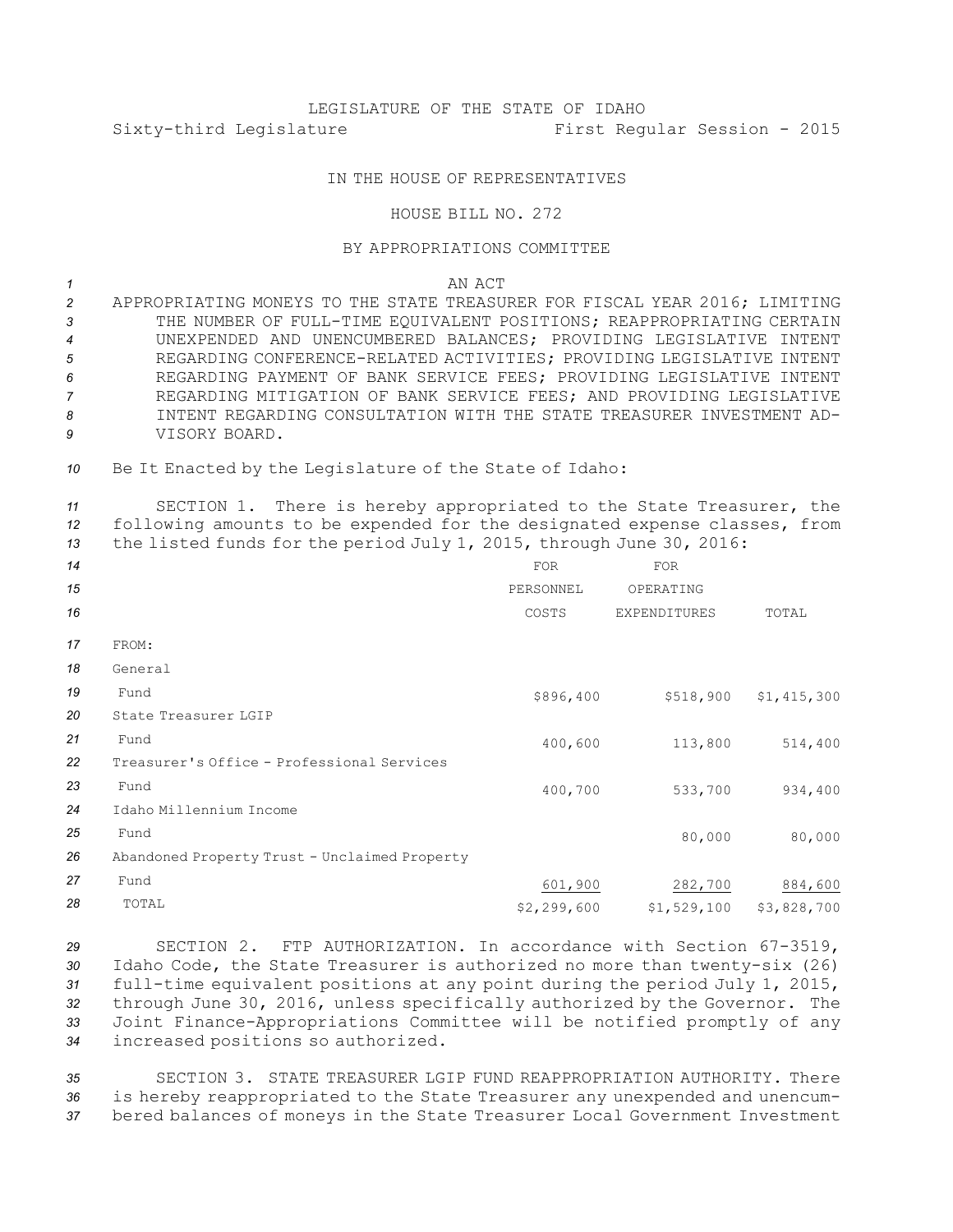LEGISLATURE OF THE STATE OF IDAHO

Sixty-third Legislature First Regular Session - 2015

IN THE HOUSE OF REPRESENTATIVES

HOUSE BILL NO. 272

BY APPROPRIATIONS COMMITTEE

AN ACT

APPROPRIATING MONEYS TO THE STATE TREASURER FOR FISCAL YEAR 2016; LIMITING THE NUMBER OF FULL-TIME EQUIVALENT POSITIONS; REAPPROPRIATING CERTAIN UNEXPENDED AND UNENCUMBERED BALANCES; PROVIDING LEGISLATIVE INTENT REGARDING CONFERENCE-RELATED ACTIVITIES; PROVIDING LEGISLATIVE INTENT REGARDING PAYMENT OF BANK SERVICE FEES; PROVIDING LEGISLATIVE INTENT REGARDING MITIGATION OF BANK SERVICE FEES; AND PROVIDING LEGISLATIVE INTENT REGARDING CONSULTATION WITH THE STATE TREASURER INVESTMENT ADVISORY BOARD.

Be It Enacted by the Legislature of the State of Idaho:

SECTION 1. There is hereby appropriated to the State Treasurer, the following amounts to be expended for the designated expense classes, from the listed funds for the period July 1, 2015, through June 30, 2016:

| | FOR PERSONNEL COSTS | FOR OPERATING EXPENDITURES | TOTAL |
|---|---|---|---|
| FROM: | | | |
| General Fund | $896,400 | $518,900 | $1,415,300 |
| State Treasurer LGIP Fund | 400,600 | 113,800 | 514,400 |
| Treasurer's Office - Professional Services Fund | 400,700 | 533,700 | 934,400 |
| Idaho Millennium Income Fund | | 80,000 | 80,000 |
| Abandoned Property Trust - Unclaimed Property Fund | 601,900 | 282,700 | 884,600 |
| TOTAL | $2,299,600 | $1,529,100 | $3,828,700 |

SECTION 2. FTP AUTHORIZATION. In accordance with Section 67-3519, Idaho Code, the State Treasurer is authorized no more than twenty-six (26) full-time equivalent positions at any point during the period July 1, 2015, through June 30, 2016, unless specifically authorized by the Governor. The Joint Finance-Appropriations Committee will be notified promptly of any increased positions so authorized.

SECTION 3. STATE TREASURER LGIP FUND REAPPROPRIATION AUTHORITY. There is hereby reappropriated to the State Treasurer any unexpended and unencumbered balances of moneys in the State Treasurer Local Government Investment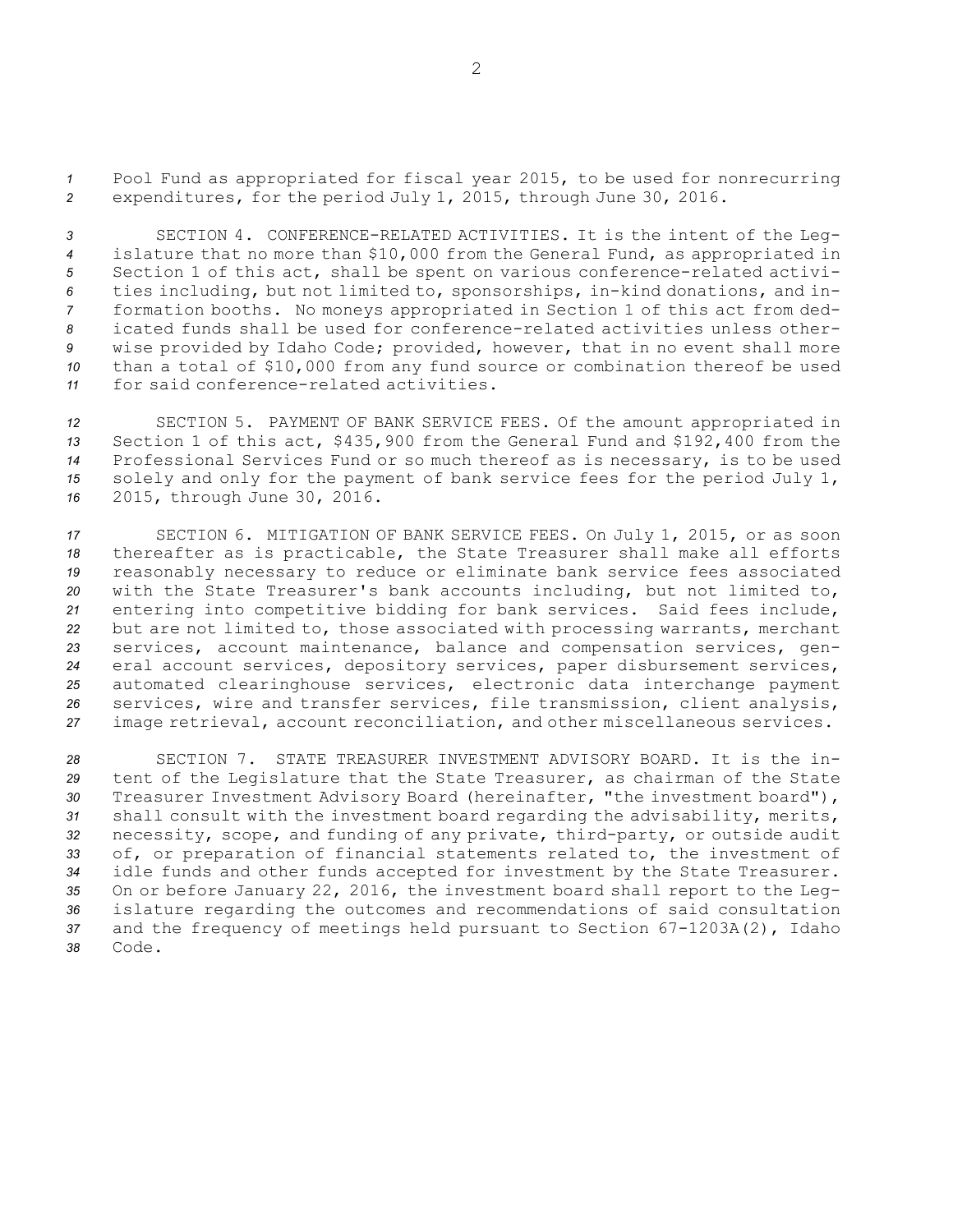Pool Fund as appropriated for fiscal year 2015, to be used for nonrecurring expenditures, for the period July 1, 2015, through June 30, 2016.

SECTION 4. CONFERENCE-RELATED ACTIVITIES. It is the intent of the Legislature that no more than $10,000 from the General Fund, as appropriated in Section 1 of this act, shall be spent on various conference-related activities including, but not limited to, sponsorships, in-kind donations, and information booths. No moneys appropriated in Section 1 of this act from dedicated funds shall be used for conference-related activities unless otherwise provided by Idaho Code; provided, however, that in no event shall more than a total of $10,000 from any fund source or combination thereof be used for said conference-related activities.

SECTION 5. PAYMENT OF BANK SERVICE FEES. Of the amount appropriated in Section 1 of this act, $435,900 from the General Fund and $192,400 from the Professional Services Fund or so much thereof as is necessary, is to be used solely and only for the payment of bank service fees for the period July 1, 2015, through June 30, 2016.

SECTION 6. MITIGATION OF BANK SERVICE FEES. On July 1, 2015, or as soon thereafter as is practicable, the State Treasurer shall make all efforts reasonably necessary to reduce or eliminate bank service fees associated with the State Treasurer's bank accounts including, but not limited to, entering into competitive bidding for bank services. Said fees include, but are not limited to, those associated with processing warrants, merchant services, account maintenance, balance and compensation services, general account services, depository services, paper disbursement services, automated clearinghouse services, electronic data interchange payment services, wire and transfer services, file transmission, client analysis, image retrieval, account reconciliation, and other miscellaneous services.

SECTION 7. STATE TREASURER INVESTMENT ADVISORY BOARD. It is the intent of the Legislature that the State Treasurer, as chairman of the State Treasurer Investment Advisory Board (hereinafter, "the investment board"), shall consult with the investment board regarding the advisability, merits, necessity, scope, and funding of any private, third-party, or outside audit of, or preparation of financial statements related to, the investment of idle funds and other funds accepted for investment by the State Treasurer. On or before January 22, 2016, the investment board shall report to the Legislature regarding the outcomes and recommendations of said consultation and the frequency of meetings held pursuant to Section 67-1203A(2), Idaho Code.